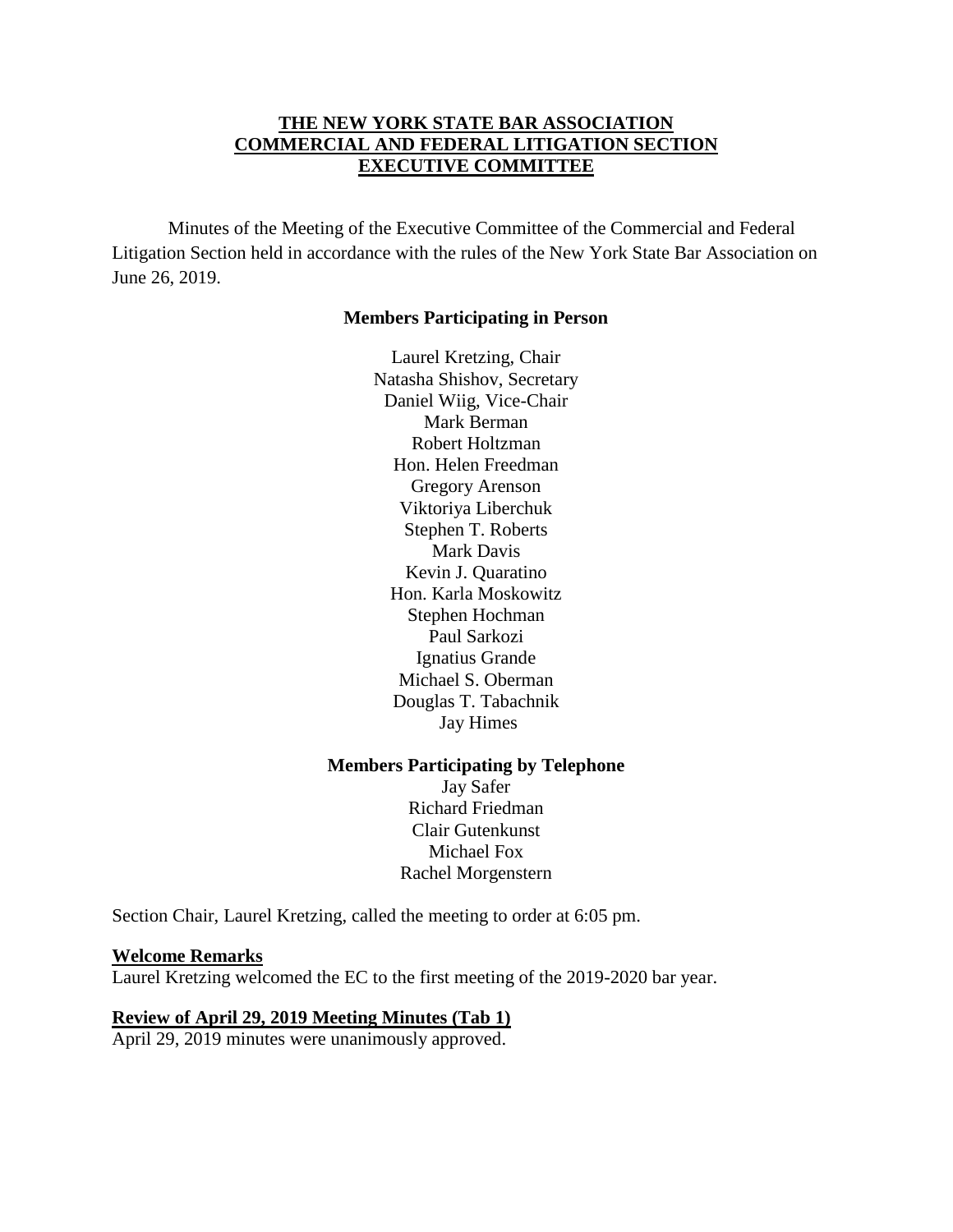# THE NEW YORK STATE BAR ASSOCIATION COMMERCIAL AND FEDERAL LITIGATION SECTION EXECUTIVE COMMITTEE

Minutes of the Meeting of the Executive Committee of the Commercial and Federal Litigation Section held in accordance with the rules of the New York State Bar Association on June 26, 2019.

**Members Participating in Person**

Laurel Kretzing, Chair
Natasha Shishov, Secretary
Daniel Wiig, Vice-Chair
Mark Berman
Robert Holtzman
Hon. Helen Freedman
Gregory Arenson
Viktoriya Liberchuk
Stephen T. Roberts
Mark Davis
Kevin J. Quaratino
Hon. Karla Moskowitz
Stephen Hochman
Paul Sarkozi
Ignatius Grande
Michael S. Oberman
Douglas T. Tabachnik
Jay Himes

**Members Participating by Telephone**

Jay Safer
Richard Friedman
Clair Gutenkunst
Michael Fox
Rachel Morgenstern

Section Chair, Laurel Kretzing, called the meeting to order at 6:05 pm.

**Welcome Remarks**

Laurel Kretzing welcomed the EC to the first meeting of the 2019-2020 bar year.

**Review of April 29, 2019 Meeting Minutes (Tab 1)**

April 29, 2019 minutes were unanimously approved.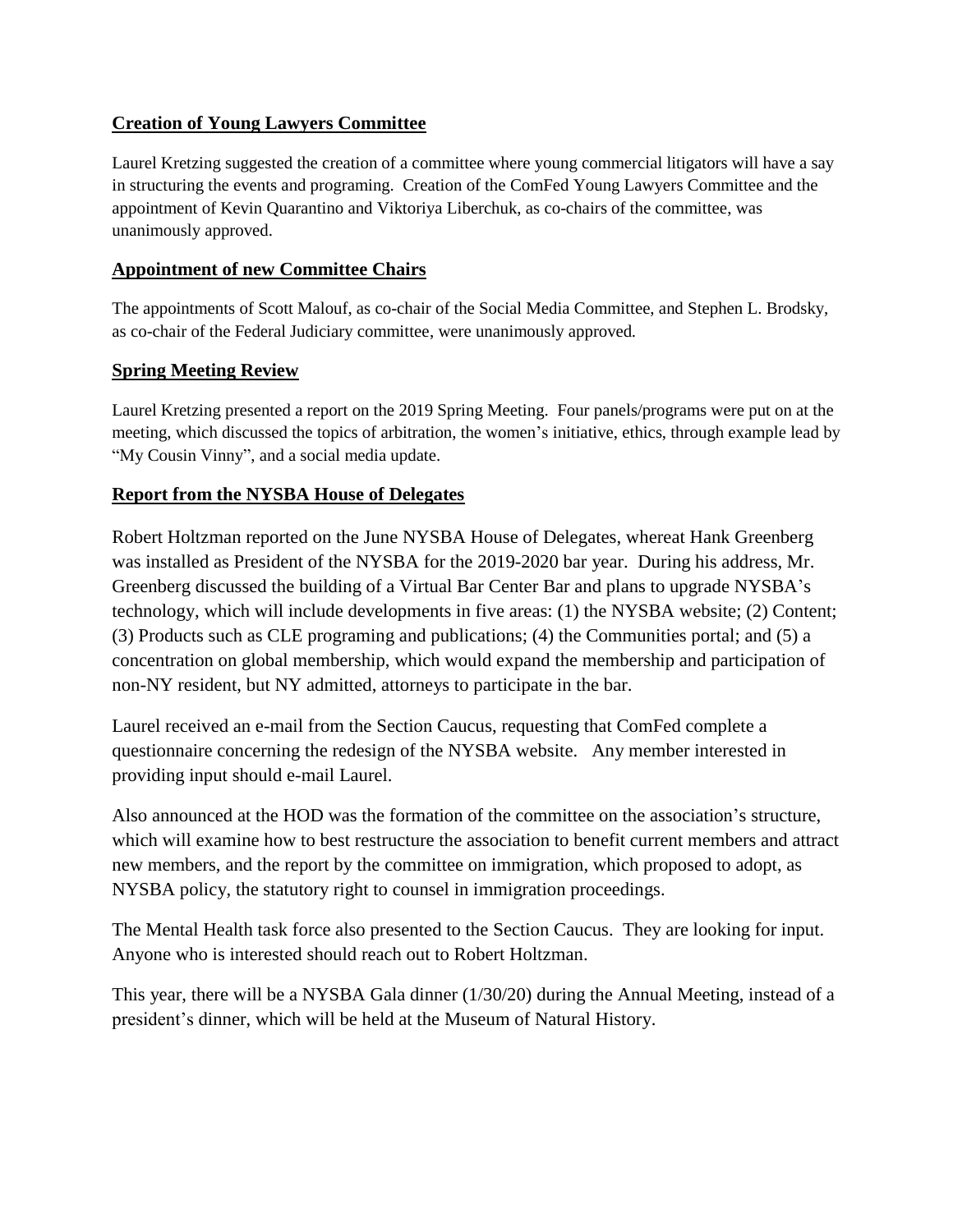## **Creation of Young Lawyers Committee**

Laurel Kretzing suggested the creation of a committee where young commercial litigators will have a say in structuring the events and programing. Creation of the ComFed Young Lawyers Committee and the appointment of Kevin Quarantino and Viktoriya Liberchuk, as co-chairs of the committee, was unanimously approved.

## **Appointment of new Committee Chairs**

The appointments of Scott Malouf, as co-chair of the Social Media Committee, and Stephen L. Brodsky, as co-chair of the Federal Judiciary committee, were unanimously approved.

## **Spring Meeting Review**

Laurel Kretzing presented a report on the 2019 Spring Meeting. Four panels/programs were put on at the meeting, which discussed the topics of arbitration, the women's initiative, ethics, through example lead by "My Cousin Vinny", and a social media update.

## **Report from the NYSBA House of Delegates**

Robert Holtzman reported on the June NYSBA House of Delegates, whereat Hank Greenberg was installed as President of the NYSBA for the 2019-2020 bar year. During his address, Mr. Greenberg discussed the building of a Virtual Bar Center Bar and plans to upgrade NYSBA's technology, which will include developments in five areas: (1) the NYSBA website; (2) Content; (3) Products such as CLE programing and publications; (4) the Communities portal; and (5) a concentration on global membership, which would expand the membership and participation of non-NY resident, but NY admitted, attorneys to participate in the bar.

Laurel received an e-mail from the Section Caucus, requesting that ComFed complete a questionnaire concerning the redesign of the NYSBA website. Any member interested in providing input should e-mail Laurel.

Also announced at the HOD was the formation of the committee on the association's structure, which will examine how to best restructure the association to benefit current members and attract new members, and the report by the committee on immigration, which proposed to adopt, as NYSBA policy, the statutory right to counsel in immigration proceedings.

The Mental Health task force also presented to the Section Caucus. They are looking for input. Anyone who is interested should reach out to Robert Holtzman.

This year, there will be a NYSBA Gala dinner (1/30/20) during the Annual Meeting, instead of a president's dinner, which will be held at the Museum of Natural History.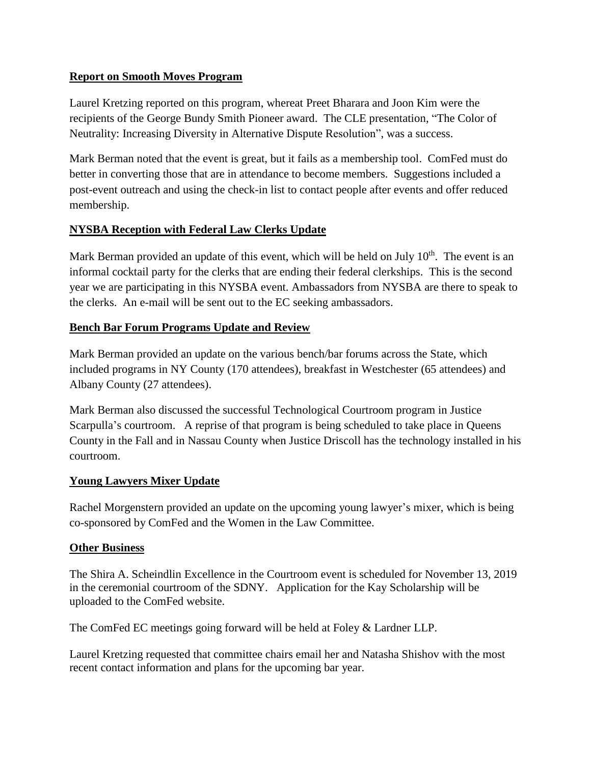**Report on Smooth Moves Program**

Laurel Kretzing reported on this program, whereat Preet Bharara and Joon Kim were the recipients of the George Bundy Smith Pioneer award. The CLE presentation, "The Color of Neutrality: Increasing Diversity in Alternative Dispute Resolution", was a success.

Mark Berman noted that the event is great, but it fails as a membership tool. ComFed must do better in converting those that are in attendance to become members. Suggestions included a post-event outreach and using the check-in list to contact people after events and offer reduced membership.

**NYSBA Reception with Federal Law Clerks Update**

Mark Berman provided an update of this event, which will be held on July 10th. The event is an informal cocktail party for the clerks that are ending their federal clerkships. This is the second year we are participating in this NYSBA event. Ambassadors from NYSBA are there to speak to the clerks. An e-mail will be sent out to the EC seeking ambassadors.

**Bench Bar Forum Programs Update and Review**

Mark Berman provided an update on the various bench/bar forums across the State, which included programs in NY County (170 attendees), breakfast in Westchester (65 attendees) and Albany County (27 attendees).

Mark Berman also discussed the successful Technological Courtroom program in Justice Scarpulla's courtroom. A reprise of that program is being scheduled to take place in Queens County in the Fall and in Nassau County when Justice Driscoll has the technology installed in his courtroom.

**Young Lawyers Mixer Update**

Rachel Morgenstern provided an update on the upcoming young lawyer's mixer, which is being co-sponsored by ComFed and the Women in the Law Committee.

**Other Business**

The Shira A. Scheindlin Excellence in the Courtroom event is scheduled for November 13, 2019 in the ceremonial courtroom of the SDNY. Application for the Kay Scholarship will be uploaded to the ComFed website.

The ComFed EC meetings going forward will be held at Foley & Lardner LLP.

Laurel Kretzing requested that committee chairs email her and Natasha Shishov with the most recent contact information and plans for the upcoming bar year.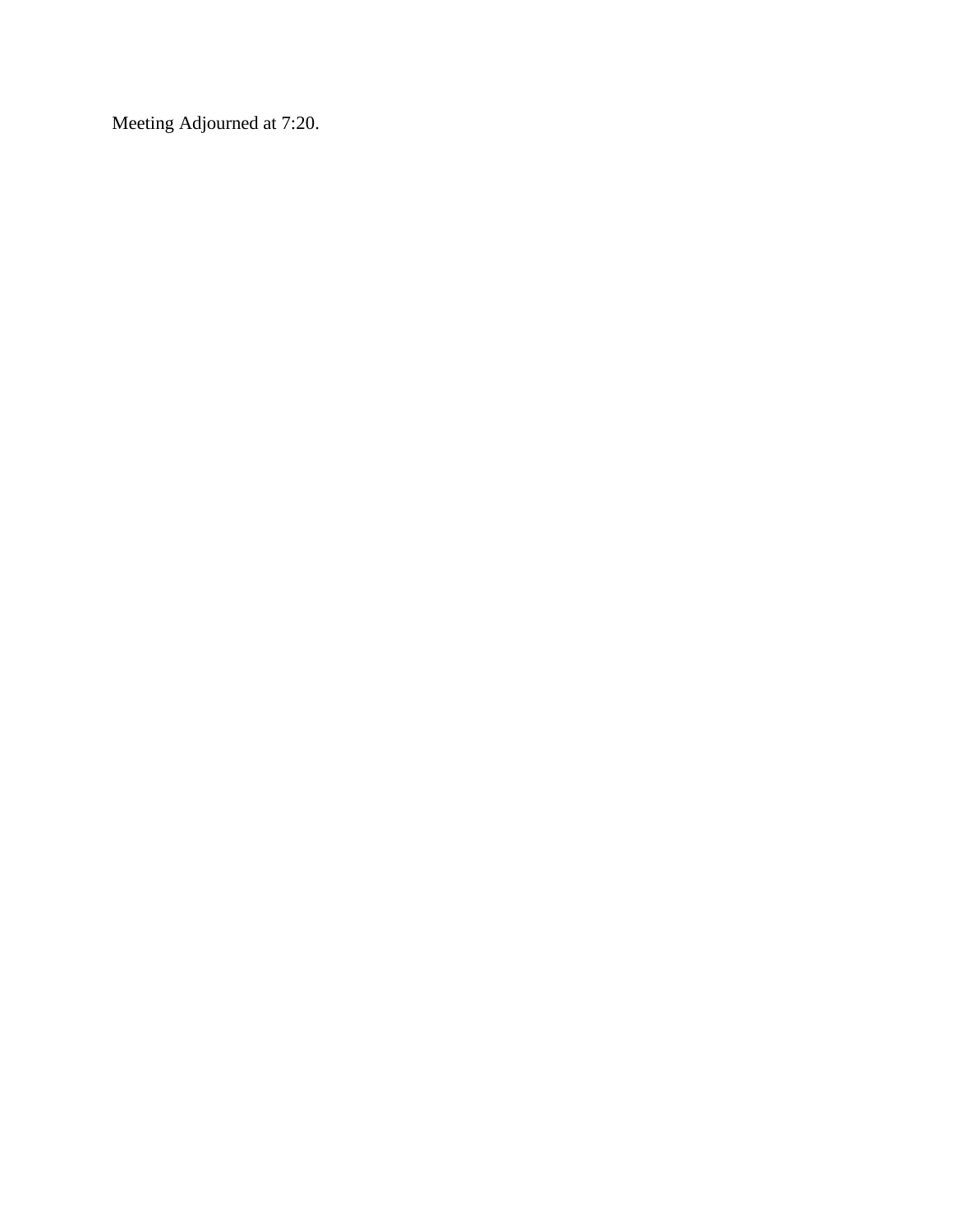Meeting Adjourned at 7:20.